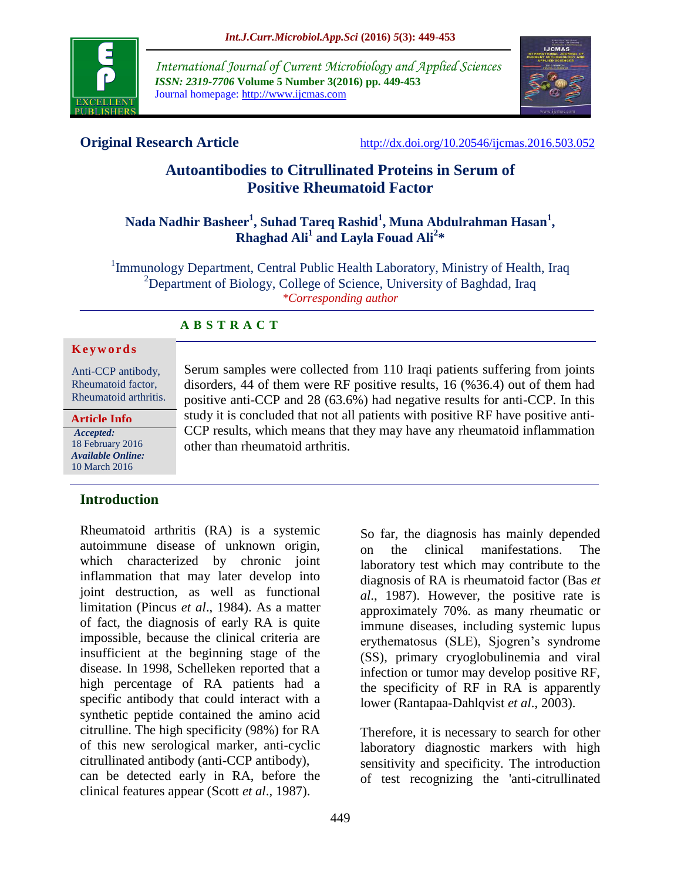**Original Research Article** http://dx.doi.org/10.20546/ijcmas.2016.503.052

# Autoantibodies to Citrullinated Proteins in Serum of Positive Rheumatoid Factor

**Nada Nadhir Basheer[1], Suhad Tareq Rashid[1], Muna Abdulrahman Hasan[1], Rhaghad Ali[1] and Layla Fouad Ali[2]***

[1]Immunology Department, Central Public Health Laboratory, Ministry of Health, Iraq
[2]Department of Biology, College of Science, University of Baghdad, Iraq
*Corresponding author

## ABSTRACT

**Keywords**

Anti-CCP antibody, Rheumatoid factor, Rheumatoid arthritis.

**Article Info**

*Accepted:* 18 February 2016
*Available Online:* 10 March 2016

Serum samples were collected from 110 Iraqi patients suffering from joints disorders, 44 of them were RF positive results, 16 (%36.4) out of them had positive anti-CCP and 28 (63.6%) had negative results for anti-CCP. In this study it is concluded that not all patients with positive RF have positive anti-CCP results, which means that they may have any rheumatoid inflammation other than rheumatoid arthritis.

## Introduction

Rheumatoid arthritis (RA) is a systemic autoimmune disease of unknown origin, which characterized by chronic joint inflammation that may later develop into joint destruction, as well as functional limitation (Pincus *et al*., 1984). As a matter of fact, the diagnosis of early RA is quite impossible, because the clinical criteria are insufficient at the beginning stage of the disease. In 1998, Schelleken reported that a high percentage of RA patients had a specific antibody that could interact with a synthetic peptide contained the amino acid citrulline. The high specificity (98%) for RA of this new serological marker, anti-cyclic citrullinated antibody (anti-CCP antibody), can be detected early in RA, before the clinical features appear (Scott *et al*., 1987).

So far, the diagnosis has mainly depended on the clinical manifestations. The laboratory test which may contribute to the diagnosis of RA is rheumatoid factor (Bas *et al*., 1987). However, the positive rate is approximately 70%. as many rheumatic or immune diseases, including systemic lupus erythematosus (SLE), Sjogren's syndrome (SS), primary cryoglobulinemia and viral infection or tumor may develop positive RF, the specificity of RF in RA is apparently lower (Rantapaa-Dahlqvist *et al*., 2003).

Therefore, it is necessary to search for other laboratory diagnostic markers with high sensitivity and specificity. The introduction of test recognizing the 'anti-citrullinated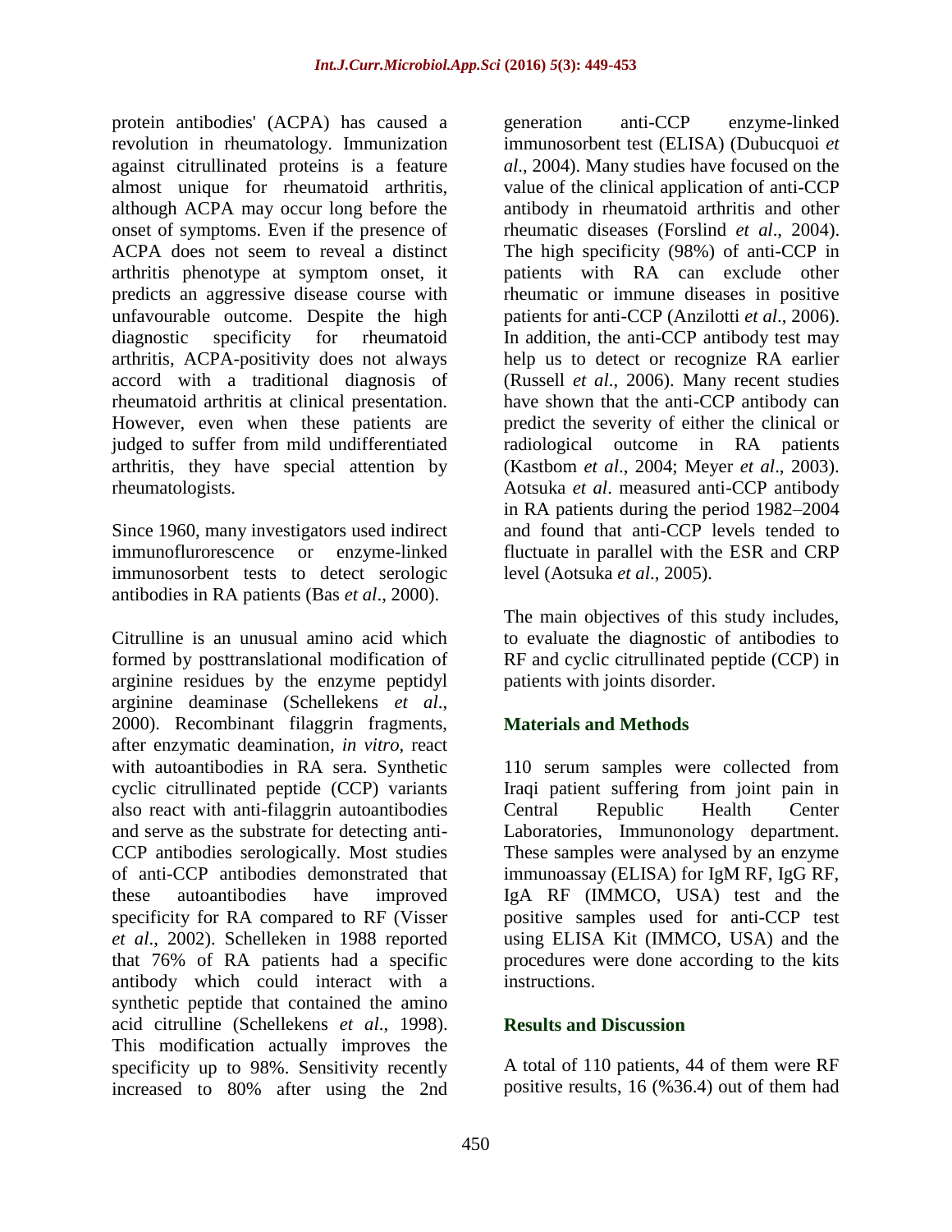protein antibodies' (ACPA) has caused a revolution in rheumatology. Immunization against citrullinated proteins is a feature almost unique for rheumatoid arthritis, although ACPA may occur long before the onset of symptoms. Even if the presence of ACPA does not seem to reveal a distinct arthritis phenotype at symptom onset, it predicts an aggressive disease course with unfavourable outcome. Despite the high diagnostic specificity for rheumatoid arthritis, ACPA-positivity does not always accord with a traditional diagnosis of rheumatoid arthritis at clinical presentation. However, even when these patients are judged to suffer from mild undifferentiated arthritis, they have special attention by rheumatologists.

Since 1960, many investigators used indirect immunoflurorescence or enzyme-linked immunosorbent tests to detect serologic antibodies in RA patients (Bas *et al*., 2000).

Citrulline is an unusual amino acid which formed by posttranslational modification of arginine residues by the enzyme peptidyl arginine deaminase (Schellekens *et al*., 2000). Recombinant filaggrin fragments, after enzymatic deamination, *in vitro*, react with autoantibodies in RA sera. Synthetic cyclic citrullinated peptide (CCP) variants also react with anti-filaggrin autoantibodies and serve as the substrate for detecting anti-CCP antibodies serologically. Most studies of anti-CCP antibodies demonstrated that these autoantibodies have improved specificity for RA compared to RF (Visser *et al*., 2002). Schelleken in 1988 reported that 76% of RA patients had a specific antibody which could interact with a synthetic peptide that contained the amino acid citrulline (Schellekens *et al*., 1998). This modification actually improves the specificity up to 98%. Sensitivity recently increased to 80% after using the 2nd generation anti-CCP enzyme-linked immunosorbent test (ELISA) (Dubucquoi *et al*., 2004). Many studies have focused on the value of the clinical application of anti-CCP antibody in rheumatoid arthritis and other rheumatic diseases (Forslind *et al*., 2004). The high specificity (98%) of anti-CCP in patients with RA can exclude other rheumatic or immune diseases in positive patients for anti-CCP (Anzilotti *et al*., 2006). In addition, the anti-CCP antibody test may help us to detect or recognize RA earlier (Russell *et al*., 2006). Many recent studies have shown that the anti-CCP antibody can predict the severity of either the clinical or radiological outcome in RA patients (Kastbom *et al*., 2004; Meyer *et al*., 2003). Aotsuka *et al*. measured anti-CCP antibody in RA patients during the period 1982–2004 and found that anti-CCP levels tended to fluctuate in parallel with the ESR and CRP level (Aotsuka *et al*., 2005).

The main objectives of this study includes, to evaluate the diagnostic of antibodies to RF and cyclic citrullinated peptide (CCP) in patients with joints disorder.

## Materials and Methods

110 serum samples were collected from Iraqi patient suffering from joint pain in Central Republic Health Center Laboratories, Immunonology department. These samples were analysed by an enzyme immunoassay (ELISA) for IgM RF, IgG RF, IgA RF (IMMCO, USA) test and the positive samples used for anti-CCP test using ELISA Kit (IMMCO, USA) and the procedures were done according to the kits instructions.

## Results and Discussion

A total of 110 patients, 44 of them were RF positive results, 16 (%36.4) out of them had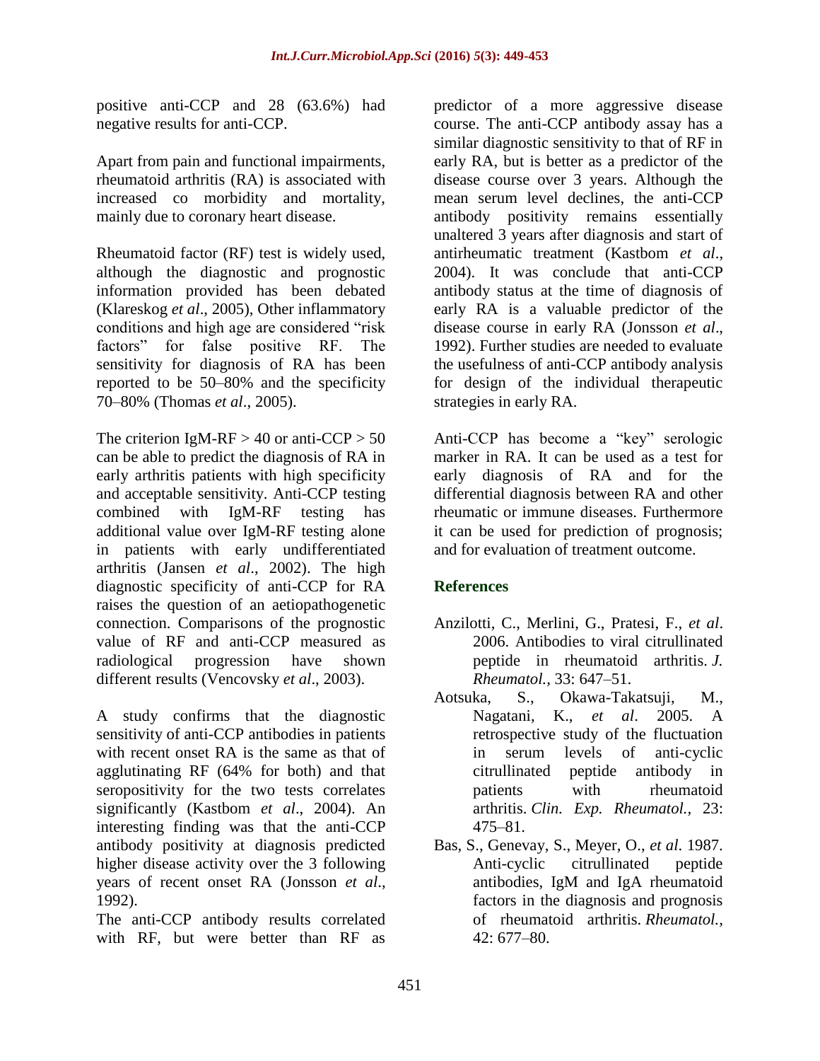positive anti-CCP and 28 (63.6%) had negative results for anti-CCP.

Apart from pain and functional impairments, rheumatoid arthritis (RA) is associated with increased co morbidity and mortality, mainly due to coronary heart disease.

Rheumatoid factor (RF) test is widely used, although the diagnostic and prognostic information provided has been debated (Klareskog *et al*., 2005), Other inflammatory conditions and high age are considered "risk factors" for false positive RF. The sensitivity for diagnosis of RA has been reported to be 50–80% and the specificity 70–80% (Thomas *et al*., 2005).

The criterion IgM-RF > 40 or anti-CCP > 50 can be able to predict the diagnosis of RA in early arthritis patients with high specificity and acceptable sensitivity. Anti-CCP testing combined with IgM-RF testing has additional value over IgM-RF testing alone in patients with early undifferentiated arthritis (Jansen *et al*., 2002). The high diagnostic specificity of anti-CCP for RA raises the question of an aetiopathogenetic connection. Comparisons of the prognostic value of RF and anti-CCP measured as radiological progression have shown different results (Vencovsky *et al*., 2003).

A study confirms that the diagnostic sensitivity of anti-CCP antibodies in patients with recent onset RA is the same as that of agglutinating RF (64% for both) and that seropositivity for the two tests correlates significantly (Kastbom *et al*., 2004). An interesting finding was that the anti-CCP antibody positivity at diagnosis predicted higher disease activity over the 3 following years of recent onset RA (Jonsson *et al*., 1992).

The anti-CCP antibody results correlated with RF, but were better than RF as predictor of a more aggressive disease course. The anti-CCP antibody assay has a similar diagnostic sensitivity to that of RF in early RA, but is better as a predictor of the disease course over 3 years. Although the mean serum level declines, the anti-CCP antibody positivity remains essentially unaltered 3 years after diagnosis and start of antirheumatic treatment (Kastbom *et al*., 2004). It was conclude that anti-CCP antibody status at the time of diagnosis of early RA is a valuable predictor of the disease course in early RA (Jonsson *et al*., 1992). Further studies are needed to evaluate the usefulness of anti-CCP antibody analysis for design of the individual therapeutic strategies in early RA.

Anti-CCP has become a "key" serologic marker in RA. It can be used as a test for early diagnosis of RA and for the differential diagnosis between RA and other rheumatic or immune diseases. Furthermore it can be used for prediction of prognosis; and for evaluation of treatment outcome.

## References

Anzilotti, C., Merlini, G., Pratesi, F., *et al*. 2006. Antibodies to viral citrullinated peptide in rheumatoid arthritis. *J. Rheumatol.,* 33: 647–51.

Aotsuka, S., Okawa-Takatsuji, M., Nagatani, K., *et al*. 2005. A retrospective study of the fluctuation in serum levels of anti-cyclic citrullinated peptide antibody in patients with rheumatoid arthritis. *Clin. Exp. Rheumatol.,* 23: 475–81.

Bas, S., Genevay, S., Meyer, O., *et al*. 1987. Anti-cyclic citrullinated peptide antibodies, IgM and IgA rheumatoid factors in the diagnosis and prognosis of rheumatoid arthritis. *Rheumatol.,* 42: 677–80.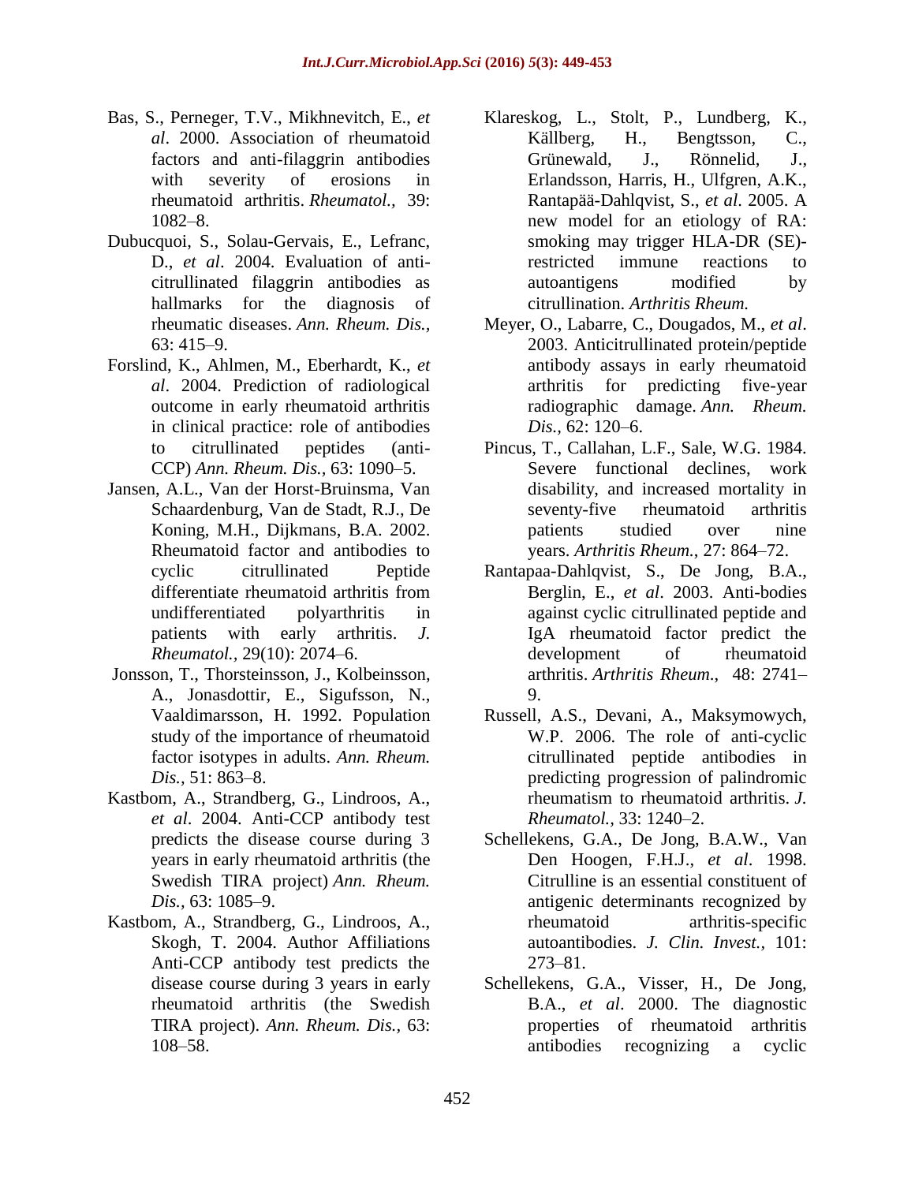Bas, S., Perneger, T.V., Mikhnevitch, E., *et al*. 2000. Association of rheumatoid factors and anti-filaggrin antibodies with severity of erosions in rheumatoid arthritis. *Rheumatol.,* 39: 1082–8.

Dubucquoi, S., Solau-Gervais, E., Lefranc, D., *et al*. 2004. Evaluation of anti-citrullinated filaggrin antibodies as hallmarks for the diagnosis of rheumatic diseases. *Ann. Rheum. Dis.,* 63: 415–9.

Forslind, K., Ahlmen, M., Eberhardt, K., *et al*. 2004. Prediction of radiological outcome in early rheumatoid arthritis in clinical practice: role of antibodies to citrullinated peptides (anti-CCP) *Ann. Rheum. Dis.,* 63: 1090–5.

Jansen, A.L., Van der Horst-Bruinsma, Van Schaardenburg, Van de Stadt, R.J., De Koning, M.H., Dijkmans, B.A. 2002. Rheumatoid factor and antibodies to cyclic citrullinated Peptide differentiate rheumatoid arthritis from undifferentiated polyarthritis in patients with early arthritis. *J. Rheumatol.,* 29(10): 2074–6.

Jonsson, T., Thorsteinsson, J., Kolbeinsson, A., Jonasdottir, E., Sigufsson, N., Vaaldimarsson, H. 1992. Population study of the importance of rheumatoid factor isotypes in adults. *Ann. Rheum. Dis.,* 51: 863–8.

Kastbom, A., Strandberg, G., Lindroos, A., *et al*. 2004. Anti-CCP antibody test predicts the disease course during 3 years in early rheumatoid arthritis (the Swedish TIRA project) *Ann. Rheum. Dis.,* 63: 1085–9.

Kastbom, A., Strandberg, G., Lindroos, A., Skogh, T. 2004. Author Affiliations Anti-CCP antibody test predicts the disease course during 3 years in early rheumatoid arthritis (the Swedish TIRA project). *Ann. Rheum. Dis.,* 63: 108–58.

Klareskog, L., Stolt, P., Lundberg, K., Källberg, H., Bengtsson, C., Grünewald, J., Rönnelid, J., Erlandsson, Harris, H., Ulfgren, A.K., Rantapää-Dahlqvist, S., *et al*. 2005. A new model for an etiology of RA: smoking may trigger HLA-DR (SE)-restricted immune reactions to autoantigens modified by citrullination. *Arthritis Rheum.*

Meyer, O., Labarre, C., Dougados, M., *et al*. 2003. Anticitrullinated protein/peptide antibody assays in early rheumatoid arthritis for predicting five-year radiographic damage. *Ann. Rheum. Dis.,* 62: 120–6.

Pincus, T., Callahan, L.F., Sale, W.G. 1984. Severe functional declines, work disability, and increased mortality in seventy-five rheumatoid arthritis patients studied over nine years. *Arthritis Rheum.,* 27: 864–72.

Rantapaa-Dahlqvist, S., De Jong, B.A., Berglin, E., *et al*. 2003. Anti-bodies against cyclic citrullinated peptide and IgA rheumatoid factor predict the development of rheumatoid arthritis. *Arthritis Rheum.,* 48: 2741–9.

Russell, A.S., Devani, A., Maksymowych, W.P. 2006. The role of anti-cyclic citrullinated peptide antibodies in predicting progression of palindromic rheumatism to rheumatoid arthritis. *J. Rheumatol.,* 33: 1240–2.

Schellekens, G.A., De Jong, B.A.W., Van Den Hoogen, F.H.J., *et al*. 1998. Citrulline is an essential constituent of antigenic determinants recognized by rheumatoid arthritis-specific autoantibodies. *J. Clin. Invest.,* 101: 273–81.

Schellekens, G.A., Visser, H., De Jong, B.A., *et al*. 2000. The diagnostic properties of rheumatoid arthritis antibodies recognizing a cyclic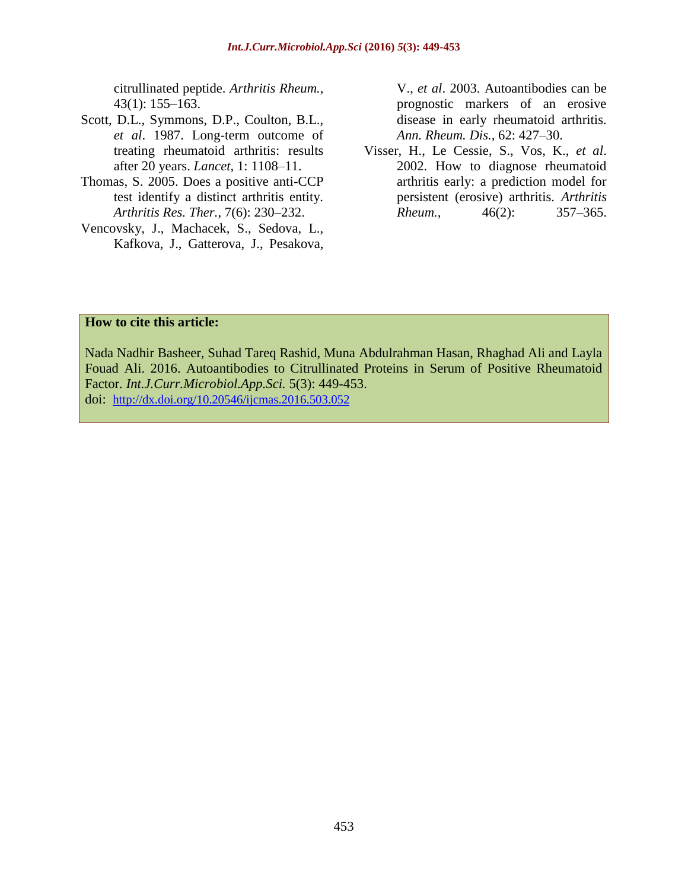citrullinated peptide. *Arthritis Rheum.*, 43(1): 155–163.

Scott, D.L., Symmons, D.P., Coulton, B.L., *et al*. 1987. Long-term outcome of treating rheumatoid arthritis: results after 20 years. *Lancet,* 1: 1108–11.

Thomas, S. 2005. Does a positive anti-CCP test identify a distinct arthritis entity. *Arthritis Res. Ther.*, 7(6): 230–232.

Vencovsky, J., Machacek, S., Sedova, L., Kafkova, J., Gatterova, J., Pesakova, V., *et al*. 2003. Autoantibodies can be prognostic markers of an erosive disease in early rheumatoid arthritis. *Ann. Rheum. Dis.*, 62: 427–30.

Visser, H., Le Cessie, S., Vos, K., *et al*. 2002. How to diagnose rheumatoid arthritis early: a prediction model for persistent (erosive) arthritis. *Arthritis Rheum.*, 46(2): 357–365.

**How to cite this article:**

Nada Nadhir Basheer, Suhad Tareq Rashid, Muna Abdulrahman Hasan, Rhaghad Ali and Layla Fouad Ali. 2016. Autoantibodies to Citrullinated Proteins in Serum of Positive Rheumatoid Factor. *Int.J.Curr.Microbiol.App.Sci.* 5(3): 449-453.
doi: http://dx.doi.org/10.20546/ijcmas.2016.503.052